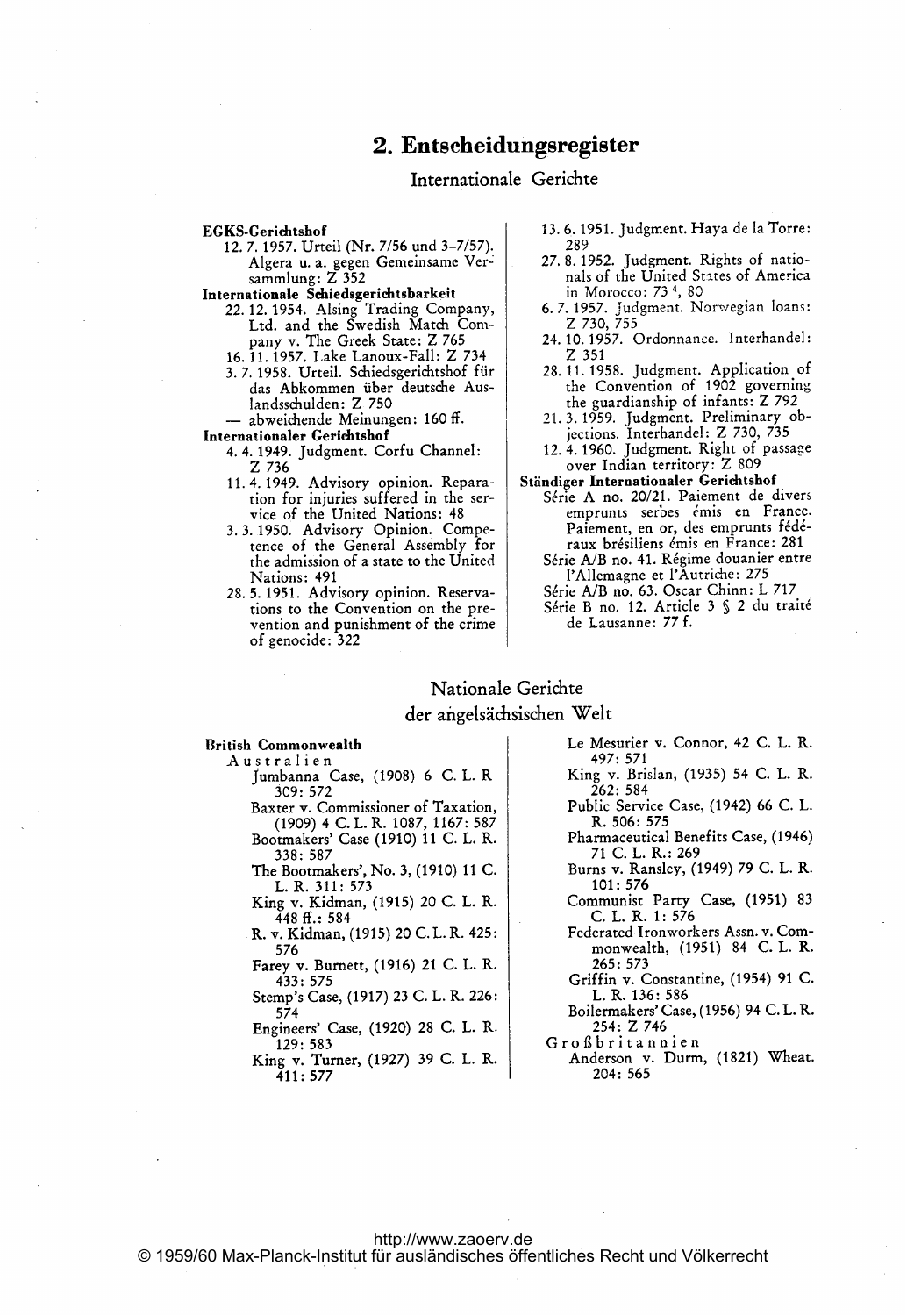## 2. Entscheidungsregister

### Internationale Gerichte

**EGKS-Gerichtshof**

- 12. 7. 1957. Urteil (Nr. 7/56 und 3-7/57). Algera u. a. gegen Gemeinsame Versammlung: Z 352

**Internationale Schiedsgerichtsbarkeit**

- 22. 12. 1954. Alsing Trading Company, Ltd. and the Swedish Match Company v. The Greek State: Z 765
- 16. 11. 1957. Lake Lanoux-Fall: Z 734
- 3. 7. 1958. Urteil. Schiedsgerichtshof für das Abkommen über deutsche Auslandsschulden: Z 750
- — abweichende Meinungen: 160 ff.

**Internationaler Gerichtshof**

- 4. 4. 1949. Judgment. Corfu Channel: Z 736
- 11. 4. 1949. Advisory opinion. Reparation for injuries suffered in the service of the United Nations: 48
- 3. 3. 1950. Advisory Opinion. Competence of the General Assembly for the admission of a state to the United Nations: 491
- 28. 5. 1951. Advisory opinion. Reservations to the Convention on the prevention and punishment of the crime of genocide: 322
- 13. 6. 1951. Judgment. Haya de la Torre: 289
- 27. 8. 1952. Judgment. Rights of nationals of the United States of America in Morocco: 73 [4], 80
- 6. 7. 1957. Judgment. Norwegian loans: Z 730, 755
- 24. 10. 1957. Ordonnance. Interhandel: Z 351
- 28. 11. 1958. Judgment. Application of the Convention of 1902 governing the guardianship of infants: Z 792
- 21. 3. 1959. Judgment. Preliminary objections. Interhandel: Z 730, 735
- 12. 4. 1960. Judgment. Right of passage over Indian territory: Z 809

**Ständiger Internationaler Gerichtshof**

- Série A no. 20/21. Paiement de divers emprunts serbes émis en France. Paiement, en or, des emprunts fédéraux brésiliens émis en France: 281
- Série A/B no. 41. Régime douanier entre l'Allemagne et l'Autriche: 275
- Série A/B no. 63. Oscar Chinn: L 717
- Série B no. 12. Article 3 § 2 du traité de Lausanne: 77 f.

### Nationale Gerichte der angelsächsischen Welt

**British Commonwealth**

Australien

- Jumbanna Case, (1908) 6 C. L. R 309: 572
- Baxter v. Commissioner of Taxation, (1909) 4 C. L. R. 1087, 1167: 587
- Bootmakers' Case (1910) 11 C. L. R. 338: 587
- The Bootmakers', No. 3, (1910) 11 C. L. R. 311: 573
- King v. Kidman, (1915) 20 C. L. R. 448 ff.: 584
- R. v. Kidman, (1915) 20 C. L. R. 425: 576
- Farey v. Burnett, (1916) 21 C. L. R. 433: 575
- Stemp's Case, (1917) 23 C. L. R. 226: 574
- Engineers' Case, (1920) 28 C. L. R. 129: 583
- King v. Turner, (1927) 39 C. L. R. 411: 577
- Le Mesurier v. Connor, 42 C. L. R. 497: 571
- King v. Brislan, (1935) 54 C. L. R. 262: 584
- Public Service Case, (1942) 66 C. L. R. 506: 575
- Pharmaceutical Benefits Case, (1946) 71 C. L. R.: 269
- Burns v. Ransley, (1949) 79 C. L. R. 101: 576
- Communist Party Case, (1951) 83 C. L. R. 1: 576
- Federated Ironworkers Assn. v. Commonwealth, (1951) 84 C. L. R. 265: 573
- Griffin v. Constantine, (1954) 91 C. L. R. 136: 586
- Boilermakers' Case, (1956) 94 C. L. R. 254: Z 746

Großbritannien

- Anderson v. Durm, (1821) Wheat. 204: 565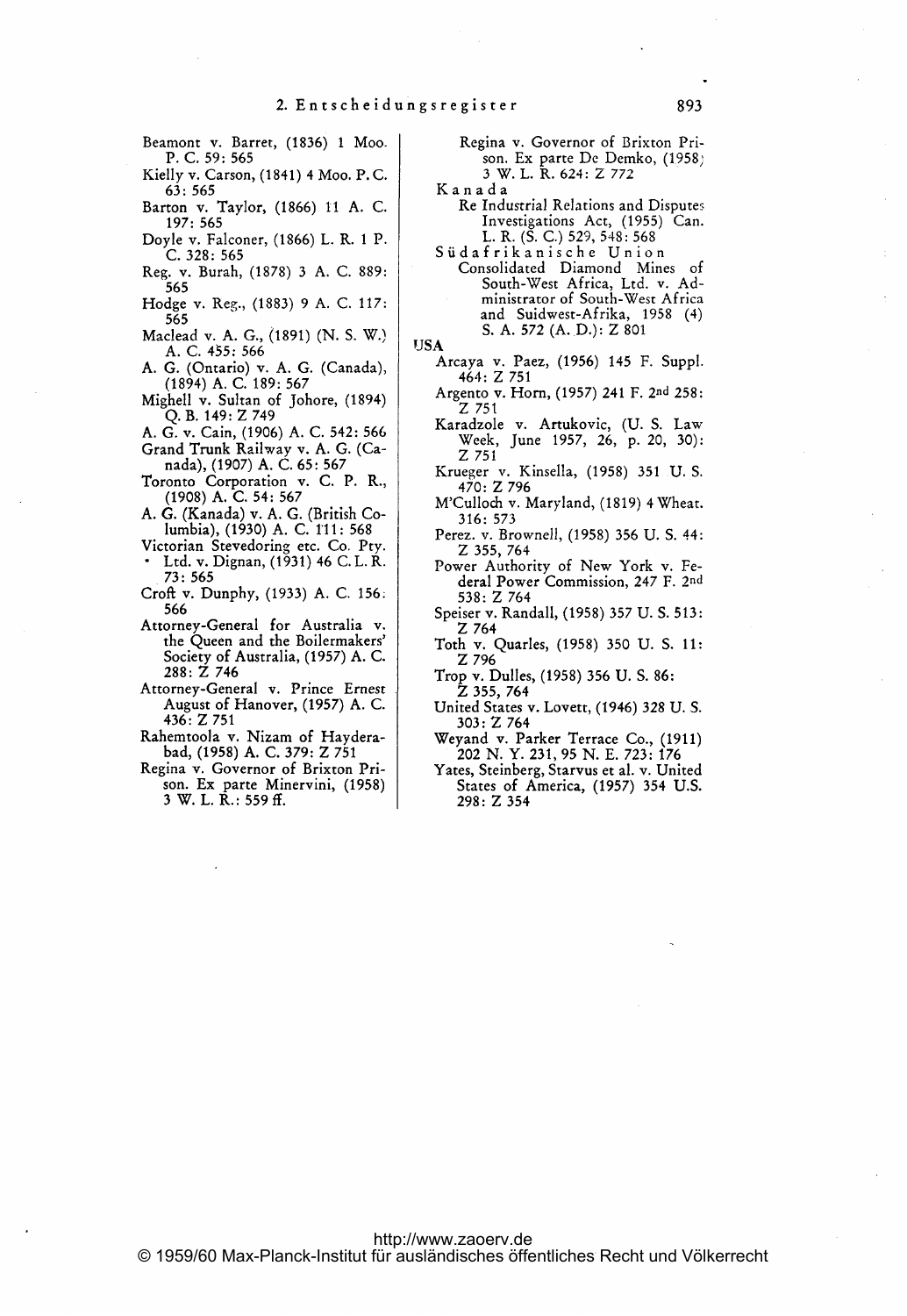Beamont v. Barret, (1836) 1 Moo. P. C. 59: 565

Kielly v. Carson, (1841) 4 Moo. P. C. 63: 565

Barton v. Taylor, (1866) 11 A. C. 197: 565

Doyle v. Falconer, (1866) L. R. 1 P. C. 328: 565

Reg. v. Burah, (1878) 3 A. C. 889: 565

Hodge v. Reg., (1883) 9 A. C. 117: 565

Maclead v. A. G., (1891) (N. S. W.) A. C. 455: 566

A. G. (Ontario) v. A. G. (Canada), (1894) A. C. 189: 567

Mighell v. Sultan of Johore, (1894) Q. B. 149: Z 749

A. G. v. Cain, (1906) A. C. 542: 566

Grand Trunk Railway v. A. G. (Canada), (1907) A. C. 65: 567

Toronto Corporation v. C. P. R., (1908) A. C. 54: 567

A. G. (Kanada) v. A. G. (British Columbia), (1930) A. C. 111: 568

Victorian Stevedoring etc. Co. Pty. Ltd. v. Dignan, (1931) 46 C. L. R. 73: 565

Croft v. Dunphy, (1933) A. C. 156: 566

Attorney-General for Australia v. the Queen and the Boilermakers' Society of Australia, (1957) A. C. 288: Z 746

Attorney-General v. Prince Ernest August of Hanover, (1957) A. C. 436: Z 751

Rahemtoola v. Nizam of Hayderabad, (1958) A. C. 379: Z 751

Regina v. Governor of Brixton Prison. Ex parte Minervini, (1958) 3 W. L. R.: 559 ff.

Regina v. Governor of Brixton Prison. Ex parte De Demko, (1958) 3 W. L. R. 624: Z 772

K a n a d a

Re Industrial Relations and Disputes Investigations Act, (1955) Can. L. R. (S. C.) 529, 548: 568

S ü d a f r i k a n i s c h e  U n i o n

Consolidated Diamond Mines of South-West Africa, Ltd. v. Administrator of South-West Africa and Suidwest-Afrika, 1958 (4) S. A. 572 (A. D.): Z 801

USA

Arcaya v. Paez, (1956) 145 F. Suppl. 464: Z 751

Argento v. Horn, (1957) 241 F. 2nd 258: Z 751

Karadzole v. Artukovic, (U. S. Law Week, June 1957, 26, p. 20, 30): Z 751

Krueger v. Kinsella, (1958) 351 U. S. 470: Z 796

M'Culloch v. Maryland, (1819) 4 Wheat. 316: 573

Perez. v. Brownell, (1958) 356 U. S. 44: Z 355, 764

Power Authority of New York v. Federal Power Commission, 247 F. 2nd 538: Z 764

Speiser v. Randall, (1958) 357 U. S. 513: Z 764

Toth v. Quarles, (1958) 350 U. S. 11: Z 796

Trop v. Dulles, (1958) 356 U. S. 86: Z 355, 764

United States v. Lovett, (1946) 328 U. S. 303: Z 764

Weyand v. Parker Terrace Co., (1911) 202 N. Y. 231, 95 N. E. 723: 176

Yates, Steinberg, Starvus et al. v. United States of America, (1957) 354 U.S. 298: Z 354